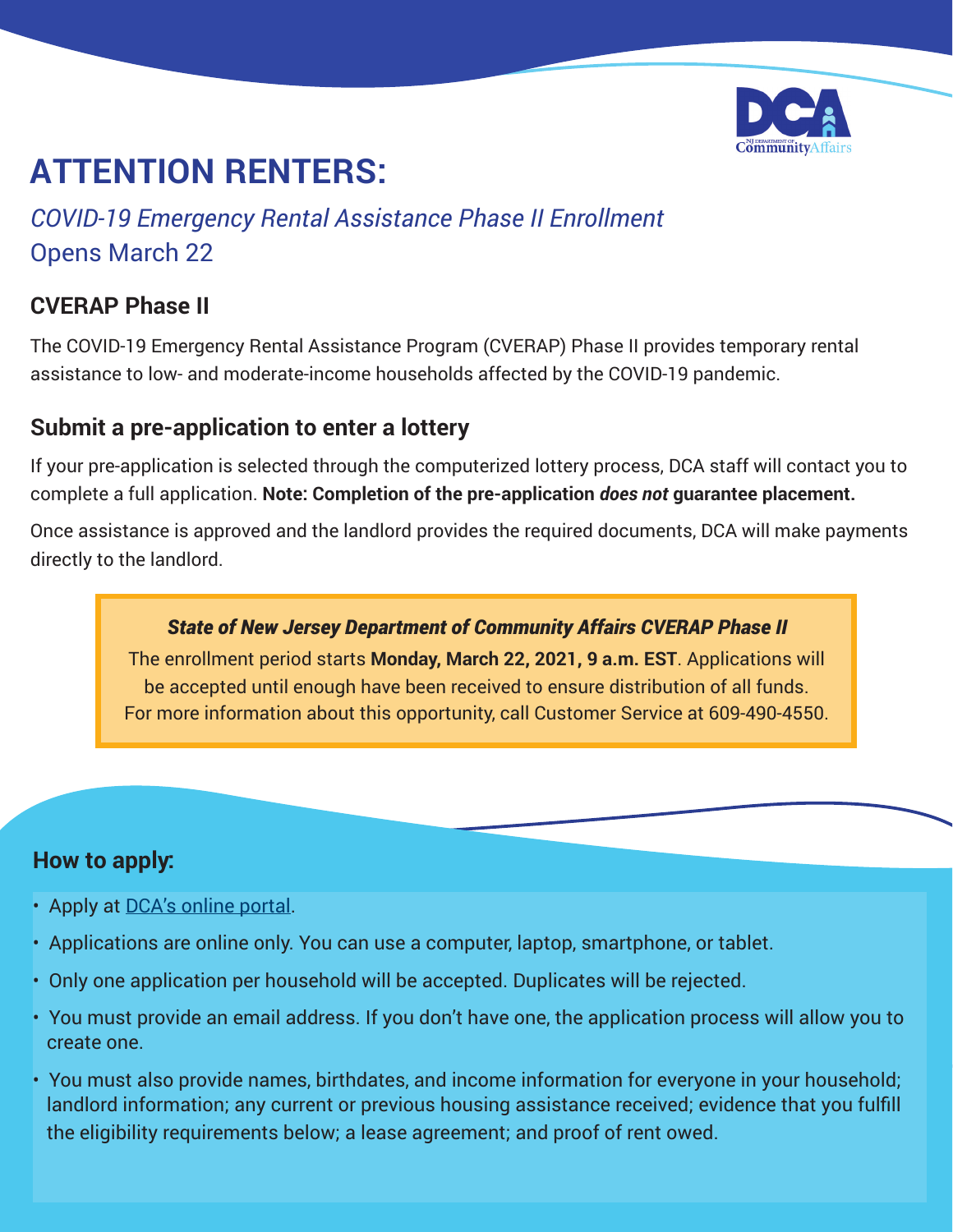# ATTENTION RENTERS:

*COVID-19 Emergency Rental Assistance Phase II Enrollment*
Opens March 22

## CVERAP Phase II

The COVID-19 Emergency Rental Assistance Program (CVERAP) Phase II provides temporary rental assistance to low- and moderate-income households affected by the COVID-19 pandemic.

## Submit a pre-application to enter a lottery

If your pre-application is selected through the computerized lottery process, DCA staff will contact you to complete a full application. **Note: Completion of the pre-application *does not* guarantee placement.**

Once assistance is approved and the landlord provides the required documents, DCA will make payments directly to the landlord.

> ***State of New Jersey Department of Community Affairs CVERAP Phase II***
>
> The enrollment period starts **Monday, March 22, 2021, 9 a.m. EST**. Applications will be accepted until enough have been received to ensure distribution of all funds. For more information about this opportunity, call Customer Service at 609-490-4550.

## How to apply:

- Apply at DCA's online portal.
- Applications are online only. You can use a computer, laptop, smartphone, or tablet.
- Only one application per household will be accepted. Duplicates will be rejected.
- You must provide an email address. If you don't have one, the application process will allow you to create one.
- You must also provide names, birthdates, and income information for everyone in your household; landlord information; any current or previous housing assistance received; evidence that you fulfill the eligibility requirements below; a lease agreement; and proof of rent owed.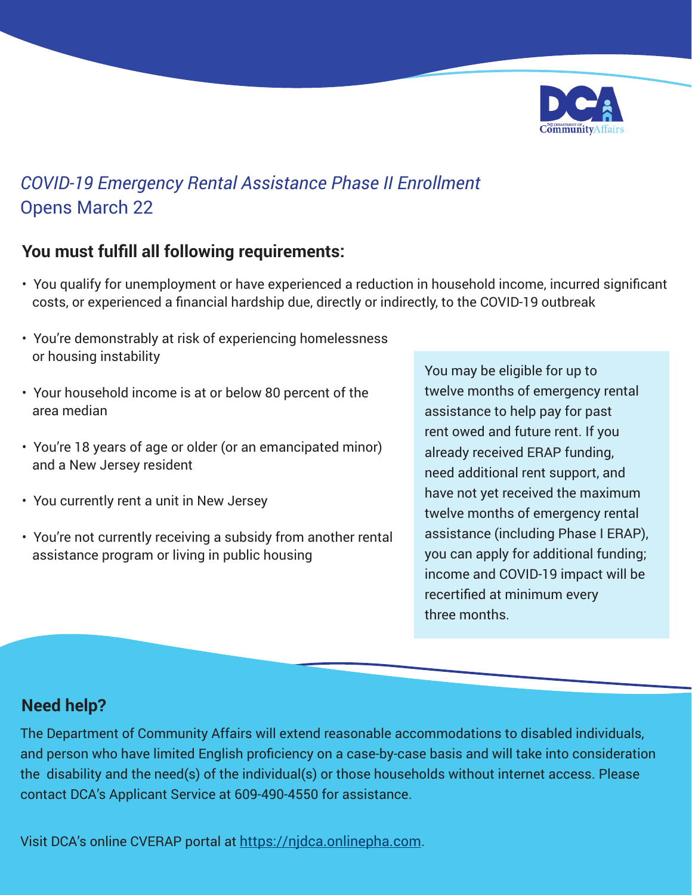*COVID-19 Emergency Rental Assistance Phase II Enrollment*
Opens March 22

## You must fulfill all following requirements:

- You qualify for unemployment or have experienced a reduction in household income, incurred significant costs, or experienced a financial hardship due, directly or indirectly, to the COVID-19 outbreak
- You're demonstrably at risk of experiencing homelessness or housing instability
- Your household income is at or below 80 percent of the area median
- You're 18 years of age or older (or an emancipated minor) and a New Jersey resident
- You currently rent a unit in New Jersey
- You're not currently receiving a subsidy from another rental assistance program or living in public housing

You may be eligible for up to twelve months of emergency rental assistance to help pay for past rent owed and future rent. If you already received ERAP funding, need additional rent support, and have not yet received the maximum twelve months of emergency rental assistance (including Phase I ERAP), you can apply for additional funding; income and COVID-19 impact will be recertified at minimum every three months.

## Need help?

The Department of Community Affairs will extend reasonable accommodations to disabled individuals, and person who have limited English proficiency on a case-by-case basis and will take into consideration the disability and the need(s) of the individual(s) or those households without internet access. Please contact DCA's Applicant Service at 609-490-4550 for assistance.

Visit DCA's online CVERAP portal at https://njdca.onlinepha.com.